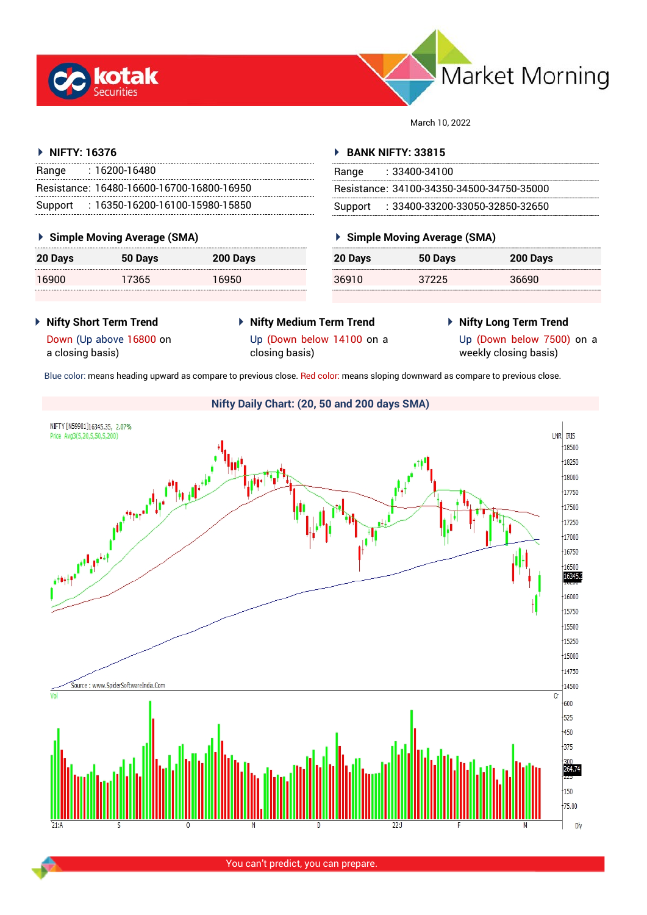Market Morning

March 10, 2022

### NIFTY: 16376

| | |
|---|---|
| Range | : 16200-16480 |
| Resistance: | 16480-16600-16700-16800-16950 |
| Support | : 16350-16200-16100-15980-15850 |

### Simple Moving Average (SMA)

| 20 Days | 50 Days | 200 Days |
|---|---|---|
| 16900 | 17365 | 16950 |

### BANK NIFTY: 33815

| | |
|---|---|
| Range | : 33400-34100 |
| Resistance: | 34100-34350-34500-34750-35000 |
| Support | : 33400-33200-33050-32850-32650 |

### Simple Moving Average (SMA)

| 20 Days | 50 Days | 200 Days |
|---|---|---|
| 36910 | 37225 | 36690 |

### Nifty Short Term Trend

Down (Up above 16800 on a closing basis)

### Nifty Medium Term Trend

Up (Down below 14100 on a closing basis)

### Nifty Long Term Trend

Up (Down below 7500) on a weekly closing basis)

Blue color: means heading upward as compare to previous close. Red color: means sloping downward as compare to previous close.

### Nifty Daily Chart: (20, 50 and 200 days SMA)

NIFTY [N59901]16345.35, 2.07%
Price Avg3(5,20,5,50,5,200)
LNR IRIS
18500
18250
18000
17750
17500
17250
17000
16750
16500
16345.3
16000
15750
15500
15250
15000
14750
14500
Source : www.SpiderSoftwareIndia.Com
Vol
Cr
600
525
450
375
300
264.74
225
150
75.00
21:A S O N D 22:J F M
Dly

You can't predict, you can prepare.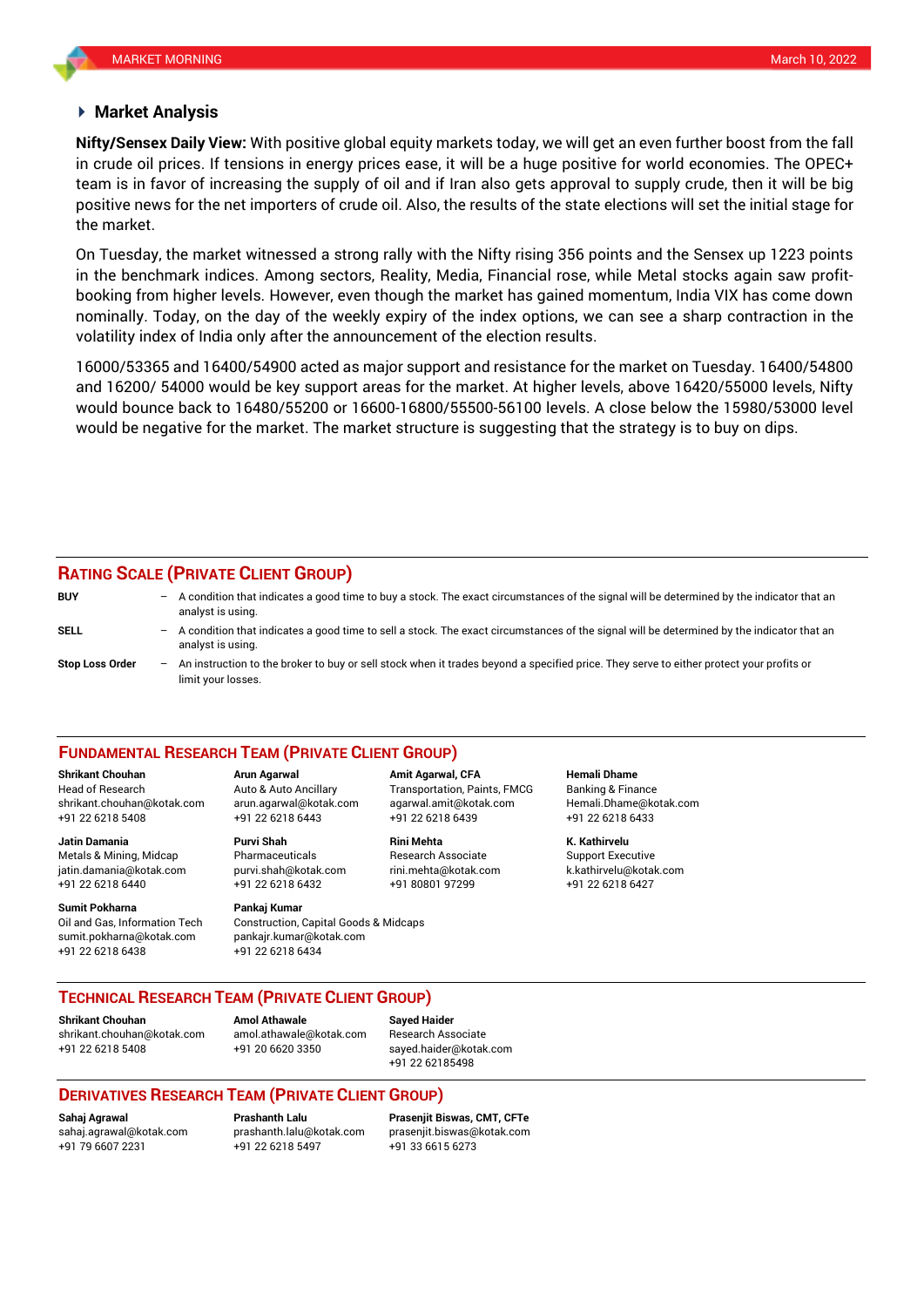## Market Analysis

**Nifty/Sensex Daily View:** With positive global equity markets today, we will get an even further boost from the fall in crude oil prices. If tensions in energy prices ease, it will be a huge positive for world economies. The OPEC+ team is in favor of increasing the supply of oil and if Iran also gets approval to supply crude, then it will be big positive news for the net importers of crude oil. Also, the results of the state elections will set the initial stage for the market.

On Tuesday, the market witnessed a strong rally with the Nifty rising 356 points and the Sensex up 1223 points in the benchmark indices. Among sectors, Reality, Media, Financial rose, while Metal stocks again saw profit-booking from higher levels. However, even though the market has gained momentum, India VIX has come down nominally. Today, on the day of the weekly expiry of the index options, we can see a sharp contraction in the volatility index of India only after the announcement of the election results.

16000/53365 and 16400/54900 acted as major support and resistance for the market on Tuesday. 16400/54800 and 16200/ 54000 would be key support areas for the market. At higher levels, above 16420/55000 levels, Nifty would bounce back to 16480/55200 or 16600-16800/55500-56100 levels. A close below the 15980/53000 level would be negative for the market. The market structure is suggesting that the strategy is to buy on dips.

## RATING SCALE (PRIVATE CLIENT GROUP)

**BUY** – A condition that indicates a good time to buy a stock. The exact circumstances of the signal will be determined by the indicator that an analyst is using.

**SELL** – A condition that indicates a good time to sell a stock. The exact circumstances of the signal will be determined by the indicator that an analyst is using.

**Stop Loss Order** – An instruction to the broker to buy or sell stock when it trades beyond a specified price. They serve to either protect your profits or limit your losses.

## FUNDAMENTAL RESEARCH TEAM (PRIVATE CLIENT GROUP)

**Shrikant Chouhan**
Head of Research
shrikant.chouhan@kotak.com
+91 22 6218 5408

**Arun Agarwal**
Auto & Auto Ancillary
arun.agarwal@kotak.com
+91 22 6218 6443

**Amit Agarwal, CFA**
Transportation, Paints, FMCG
agarwal.amit@kotak.com
+91 22 6218 6439

**Hemali Dhame**
Banking & Finance
Hemali.Dhame@kotak.com
+91 22 6218 6433

**Jatin Damania**
Metals & Mining, Midcap
jatin.damania@kotak.com
+91 22 6218 6440

**Purvi Shah**
Pharmaceuticals
purvi.shah@kotak.com
+91 22 6218 6432

**Rini Mehta**
Research Associate
rini.mehta@kotak.com
+91 80801 97299

**K. Kathirvelu**
Support Executive
k.kathirvelu@kotak.com
+91 22 6218 6427

**Sumit Pokharna**
Oil and Gas, Information Tech
sumit.pokharna@kotak.com
+91 22 6218 6438

**Pankaj Kumar**
Construction, Capital Goods & Midcaps
pankajr.kumar@kotak.com
+91 22 6218 6434

## TECHNICAL RESEARCH TEAM (PRIVATE CLIENT GROUP)

**Shrikant Chouhan**
shrikant.chouhan@kotak.com
+91 22 6218 5408

**Amol Athawale**
amol.athawale@kotak.com
+91 20 6620 3350

**Sayed Haider**
Research Associate
sayed.haider@kotak.com
+91 22 62185498

## DERIVATIVES RESEARCH TEAM (PRIVATE CLIENT GROUP)

**Sahaj Agrawal**
sahaj.agrawal@kotak.com
+91 79 6607 2231

**Prashanth Lalu**
prashanth.lalu@kotak.com
+91 22 6218 5497

**Prasenjit Biswas, CMT, CFTe**
prasenjit.biswas@kotak.com
+91 33 6615 6273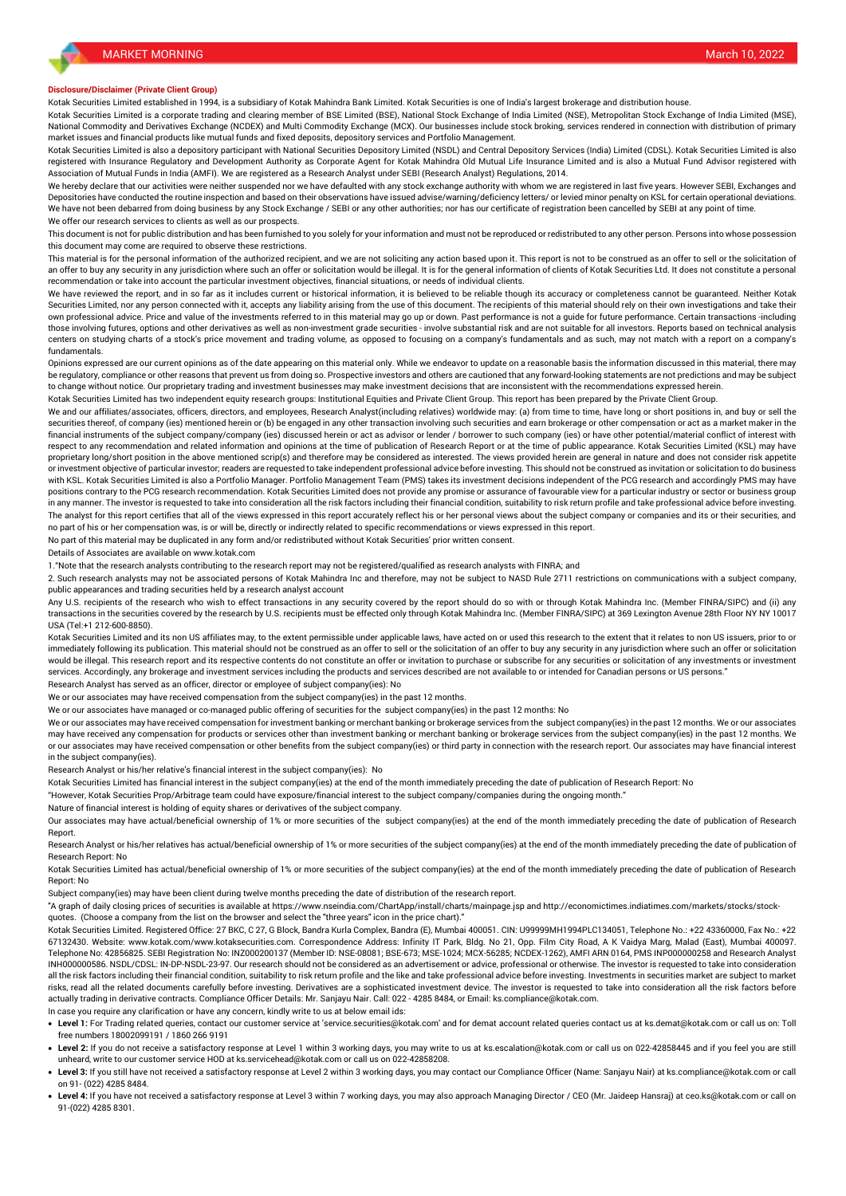**Disclosure/Disclaimer (Private Client Group)**

Kotak Securities Limited established in 1994, is a subsidiary of Kotak Mahindra Bank Limited. Kotak Securities is one of India's largest brokerage and distribution house.

Kotak Securities Limited is a corporate trading and clearing member of BSE Limited (BSE), National Stock Exchange of India Limited (NSE), Metropolitan Stock Exchange of India Limited (MSE), National Commodity and Derivatives Exchange (NCDEX) and Multi Commodity Exchange (MCX). Our businesses include stock broking, services rendered in connection with distribution of primary market issues and financial products like mutual funds and fixed deposits, depository services and Portfolio Management.

Kotak Securities Limited is also a depository participant with National Securities Depository Limited (NSDL) and Central Depository Services (India) Limited (CDSL). Kotak Securities Limited is also registered with Insurance Regulatory and Development Authority as Corporate Agent for Kotak Mahindra Old Mutual Life Insurance Limited and is also a Mutual Fund Advisor registered with Association of Mutual Funds in India (AMFI). We are registered as a Research Analyst under SEBI (Research Analyst) Regulations, 2014.

We hereby declare that our activities were neither suspended nor we have defaulted with any stock exchange authority with whom we are registered in last five years. However SEBI, Exchanges and Depositories have conducted the routine inspection and based on their observations have issued advise/warning/deficiency letters/ or levied minor penalty on KSL for certain operational deviations. We have not been debarred from doing business by any Stock Exchange / SEBI or any other authorities; nor has our certificate of registration been cancelled by SEBI at any point of time.

We offer our research services to clients as well as our prospects.

This document is not for public distribution and has been furnished to you solely for your information and must not be reproduced or redistributed to any other person. Persons into whose possession this document may come are required to observe these restrictions.

This material is for the personal information of the authorized recipient, and we are not soliciting any action based upon it. This report is not to be construed as an offer to sell or the solicitation of an offer to buy any security in any jurisdiction where such an offer or solicitation would be illegal. It is for the general information of clients of Kotak Securities Ltd. It does not constitute a personal recommendation or take into account the particular investment objectives, financial situations, or needs of individual clients.

We have reviewed the report, and in so far as it includes current or historical information, it is believed to be reliable though its accuracy or completeness cannot be guaranteed. Neither Kotak Securities Limited, nor any person connected with it, accepts any liability arising from the use of this document. The recipients of this material should rely on their own investigations and take their own professional advice. Price and value of the investments referred to in this material may go up or down. Past performance is not a guide for future performance. Certain transactions -including those involving futures, options and other derivatives as well as non-investment grade securities - involve substantial risk and are not suitable for all investors. Reports based on technical analysis centers on studying charts of a stock's price movement and trading volume, as opposed to focusing on a company's fundamentals and as such, may not match with a report on a company's fundamentals.

Opinions expressed are our current opinions as of the date appearing on this material only. While we endeavor to update on a reasonable basis the information discussed in this material, there may be regulatory, compliance or other reasons that prevent us from doing so. Prospective investors and others are cautioned that any forward-looking statements are not predictions and may be subject to change without notice. Our proprietary trading and investment businesses may make investment decisions that are inconsistent with the recommendations expressed herein.

Kotak Securities Limited has two independent equity research groups: Institutional Equities and Private Client Group. This report has been prepared by the Private Client Group.

We and our affiliates/associates, officers, directors, and employees, Research Analyst(including relatives) worldwide may: (a) from time to time, have long or short positions in, and buy or sell the securities thereof, of company (ies) mentioned herein or (b) be engaged in any other transaction involving such securities and earn brokerage or other compensation or act as a market maker in the financial instruments of the subject company/company (ies) discussed herein or act as advisor or lender / borrower to such company (ies) or have other potential/material conflict of interest with respect to any recommendation and related information and opinions at the time of publication of Research Report or at the time of public appearance. Kotak Securities Limited (KSL) may have proprietary long/short position in the above mentioned scrip(s) and therefore may be considered as interested. The views provided herein are general in nature and does not consider risk appetite or investment objective of particular investor; readers are requested to take independent professional advice before investing. This should not be construed as invitation or solicitation to do business with KSL. Kotak Securities Limited is also a Portfolio Manager. Portfolio Management Team (PMS) takes its investment decisions independent of the PCG research and accordingly PMS may have positions contrary to the PCG research recommendation. Kotak Securities Limited does not provide any promise or assurance of favourable view for a particular industry or sector or business group in any manner. The investor is requested to take into consideration all the risk factors including their financial condition, suitability to risk return profile and take professional advice before investing.

The analyst for this report certifies that all of the views expressed in this report accurately reflect his or her personal views about the subject company or companies and its or their securities, and no part of his or her compensation was, is or will be, directly or indirectly related to specific recommendations or views expressed in this report.

No part of this material may be duplicated in any form and/or redistributed without Kotak Securities' prior written consent.

Details of Associates are available on www.kotak.com

1."Note that the research analysts contributing to the research report may not be registered/qualified as research analysts with FINRA; and

2. Such research analysts may not be associated persons of Kotak Mahindra Inc and therefore, may not be subject to NASD Rule 2711 restrictions on communications with a subject company, public appearances and trading securities held by a research analyst account

Any U.S. recipients of the research who wish to effect transactions in any security covered by the report should do so with or through Kotak Mahindra Inc. (Member FINRA/SIPC) and (ii) any transactions in the securities covered by the research by U.S. recipients must be effected only through Kotak Mahindra Inc. (Member FINRA/SIPC) at 369 Lexington Avenue 28th Floor NY NY 10017 USA (Tel:+1 212-600-8850).

Kotak Securities Limited and its non US affiliates may, to the extent permissible under applicable laws, have acted on or used this research to the extent that it relates to non US issuers, prior to or immediately following its publication. This material should not be construed as an offer to sell or the solicitation of an offer to buy any security in any jurisdiction where such an offer or solicitation would be illegal. This research report and its respective contents do not constitute an offer or invitation to purchase or subscribe for any securities or solicitation of any investments or investment services. Accordingly, any brokerage and investment services including the products and services described are not available to or intended for Canadian persons or US persons."

Research Analyst has served as an officer, director or employee of subject company(ies): No

We or our associates may have received compensation from the subject company(ies) in the past 12 months.

We or our associates have managed or co-managed public offering of securities for the subject company(ies) in the past 12 months: No

We or our associates may have received compensation for investment banking or merchant banking or brokerage services from the subject company(ies) in the past 12 months. We or our associates may have received any compensation for products or services other than investment banking or merchant banking or brokerage services from the subject company(ies) in the past 12 months. We or our associates may have received compensation or other benefits from the subject company(ies) or third party in connection with the research report. Our associates may have financial interest in the subject company(ies).

Research Analyst or his/her relative's financial interest in the subject company(ies): No

Kotak Securities Limited has financial interest in the subject company(ies) at the end of the month immediately preceding the date of publication of Research Report: No

"However, Kotak Securities Prop/Arbitrage team could have exposure/financial interest to the subject company/companies during the ongoing month."

Nature of financial interest is holding of equity shares or derivatives of the subject company.

Our associates may have actual/beneficial ownership of 1% or more securities of the subject company(ies) at the end of the month immediately preceding the date of publication of Research Report.

Research Analyst or his/her relatives has actual/beneficial ownership of 1% or more securities of the subject company(ies) at the end of the month immediately preceding the date of publication of Research Report: No

Kotak Securities Limited has actual/beneficial ownership of 1% or more securities of the subject company(ies) at the end of the month immediately preceding the date of publication of Research Report: No

Subject company(ies) may have been client during twelve months preceding the date of distribution of the research report.

"A graph of daily closing prices of securities is available at https://www.nseindia.com/ChartApp/install/charts/mainpage.jsp and http://economictimes.indiatimes.com/markets/stocks/stock-quotes. (Choose a company from the list on the browser and select the "three years" icon in the price chart)."

Kotak Securities Limited. Registered Office: 27 BKC, C 27, G Block, Bandra Kurla Complex, Bandra (E), Mumbai 400051. CIN: U99999MH1994PLC134051, Telephone No.: +22 43360000, Fax No.: +22 67132430. Website: www.kotak.com/www.kotaksecurities.com. Correspondence Address: Infinity IT Park, Bldg. No 21, Opp. Film City Road, A K Vaidya Marg, Malad (East), Mumbai 400097. Telephone No: 42856825. SEBI Registration No: INZ000200137 (Member ID: NSE-08081; BSE-673; MSE-1024; MCX-56285; NCDEX-1262), AMFI ARN 0164, PMS INP000000258 and Research Analyst INH000000586. NSDL/CDSL: IN-DP-NSDL-23-97. Our research should not be considered as an advertisement or advice, professional or otherwise. The investor is requested to take into consideration all the risk factors including their financial condition, suitability to risk return profile and the like and take professional advice before investing. Investments in securities market are subject to market risks, read all the related documents carefully before investing. Derivatives are a sophisticated investment device. The investor is requested to take into consideration all the risk factors before actually trading in derivative contracts. Compliance Officer Details: Mr. Sanjayu Nair. Call: 022 - 4285 8484, or Email: ks.compliance@kotak.com.

In case you require any clarification or have any concern, kindly write to us at below email ids:

- **Level 1:** For Trading related queries, contact our customer service at 'service.securities@kotak.com' and for demat account related queries contact us at ks.demat@kotak.com or call us on: Toll free numbers 18002099191 / 1860 266 9191
- **Level 2:** If you do not receive a satisfactory response at Level 1 within 3 working days, you may write to us at ks.escalation@kotak.com or call us on 022-42858445 and if you feel you are still unheard, write to our customer service HOD at ks.servicehead@kotak.com or call us on 022-42858208.
- **Level 3:** If you still have not received a satisfactory response at Level 2 within 3 working days, you may contact our Compliance Officer (Name: Sanjayu Nair) at ks.compliance@kotak.com or call on 91- (022) 4285 8484.
- **Level 4:** If you have not received a satisfactory response at Level 3 within 7 working days, you may also approach Managing Director / CEO (Mr. Jaideep Hansraj) at ceo.ks@kotak.com or call on 91-(022) 4285 8301.